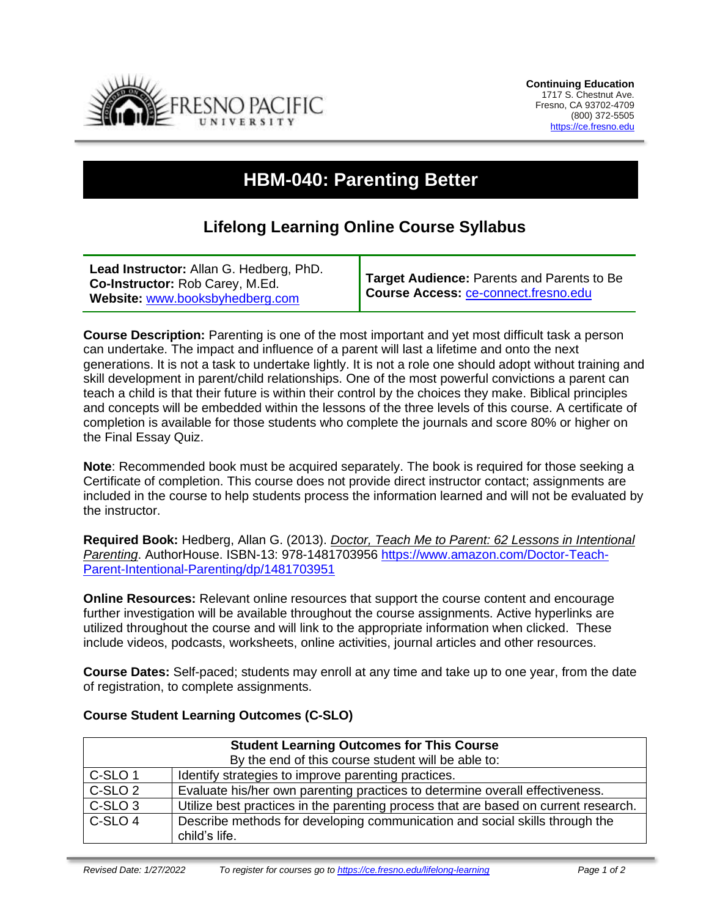Continuing Education
1717 S. Chestnut Ave.
Fresno, CA 93702-4709
(800) 372-5505
https://ce.fresno.edu

# HBM-040: Parenting Better

## Lifelong Learning Online Course Syllabus

| | |
|---|---|
| **Lead Instructor:** Allan G. Hedberg, PhD.<br>**Co-Instructor:** Rob Carey, M.Ed.<br>**Website:** www.booksbyhedberg.com | **Target Audience:** Parents and Parents to Be<br>**Course Access:** ce-connect.fresno.edu |

**Course Description:** Parenting is one of the most important and yet most difficult task a person can undertake. The impact and influence of a parent will last a lifetime and onto the next generations. It is not a task to undertake lightly. It is not a role one should adopt without training and skill development in parent/child relationships. One of the most powerful convictions a parent can teach a child is that their future is within their control by the choices they make. Biblical principles and concepts will be embedded within the lessons of the three levels of this course. A certificate of completion is available for those students who complete the journals and score 80% or higher on the Final Essay Quiz.

**Note**: Recommended book must be acquired separately. The book is required for those seeking a Certificate of completion. This course does not provide direct instructor contact; assignments are included in the course to help students process the information learned and will not be evaluated by the instructor.

**Required Book:** Hedberg, Allan G. (2013). *Doctor, Teach Me to Parent: 62 Lessons in Intentional Parenting*. AuthorHouse. ISBN-13: 978-1481703956 https://www.amazon.com/Doctor-Teach-Parent-Intentional-Parenting/dp/1481703951

**Online Resources:** Relevant online resources that support the course content and encourage further investigation will be available throughout the course assignments. Active hyperlinks are utilized throughout the course and will link to the appropriate information when clicked. These include videos, podcasts, worksheets, online activities, journal articles and other resources.

**Course Dates:** Self-paced; students may enroll at any time and take up to one year, from the date of registration, to complete assignments.

**Course Student Learning Outcomes (C-SLO)**

| **Student Learning Outcomes for This Course**<br>By the end of this course student will be able to: | |
|---|---|
| C-SLO 1 | Identify strategies to improve parenting practices. |
| C-SLO 2 | Evaluate his/her own parenting practices to determine overall effectiveness. |
| C-SLO 3 | Utilize best practices in the parenting process that are based on current research. |
| C-SLO 4 | Describe methods for developing communication and social skills through the child's life. |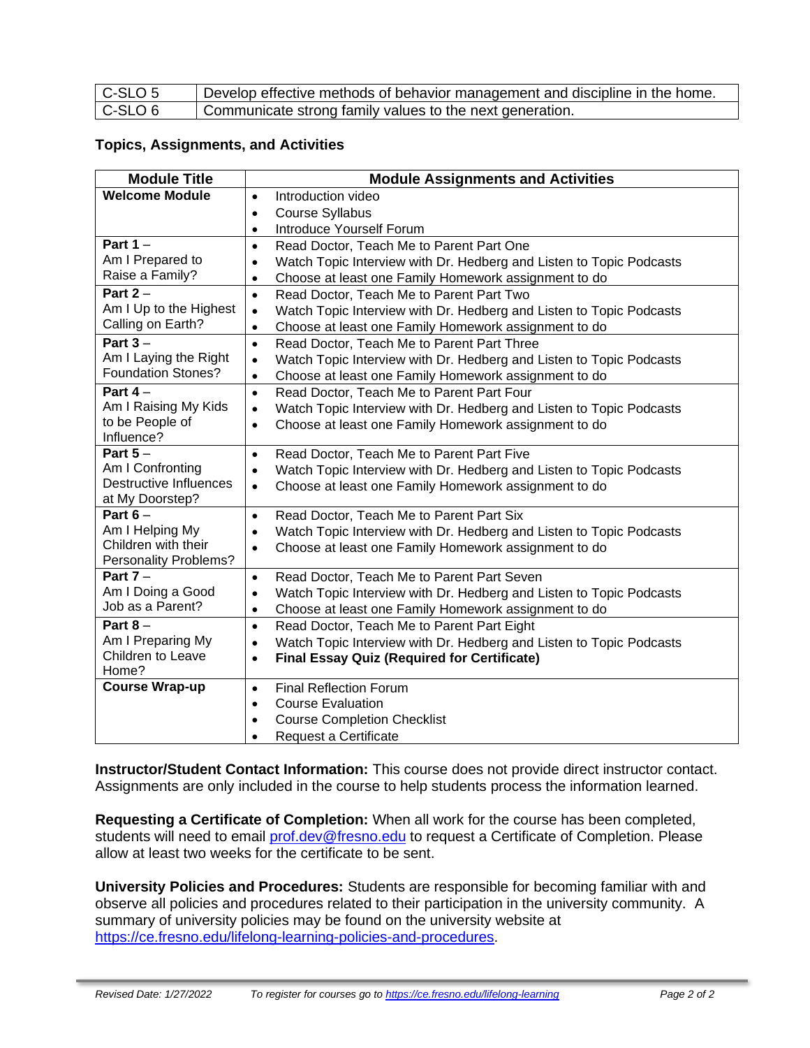| | |
|---|---|
| C-SLO 5 | Develop effective methods of behavior management and discipline in the home. |
| C-SLO 6 | Communicate strong family values to the next generation. |

### Topics, Assignments, and Activities

| Module Title | Module Assignments and Activities |
|---|---|
| **Welcome Module** | • Introduction video<br>• Course Syllabus<br>• Introduce Yourself Forum |
| **Part 1** – Am I Prepared to Raise a Family? | • Read Doctor, Teach Me to Parent Part One<br>• Watch Topic Interview with Dr. Hedberg and Listen to Topic Podcasts<br>• Choose at least one Family Homework assignment to do |
| **Part 2** – Am I Up to the Highest Calling on Earth? | • Read Doctor, Teach Me to Parent Part Two<br>• Watch Topic Interview with Dr. Hedberg and Listen to Topic Podcasts<br>• Choose at least one Family Homework assignment to do |
| **Part 3** – Am I Laying the Right Foundation Stones? | • Read Doctor, Teach Me to Parent Part Three<br>• Watch Topic Interview with Dr. Hedberg and Listen to Topic Podcasts<br>• Choose at least one Family Homework assignment to do |
| **Part 4** – Am I Raising My Kids to be People of Influence? | • Read Doctor, Teach Me to Parent Part Four<br>• Watch Topic Interview with Dr. Hedberg and Listen to Topic Podcasts<br>• Choose at least one Family Homework assignment to do |
| **Part 5** – Am I Confronting Destructive Influences at My Doorstep? | • Read Doctor, Teach Me to Parent Part Five<br>• Watch Topic Interview with Dr. Hedberg and Listen to Topic Podcasts<br>• Choose at least one Family Homework assignment to do |
| **Part 6** – Am I Helping My Children with their Personality Problems? | • Read Doctor, Teach Me to Parent Part Six<br>• Watch Topic Interview with Dr. Hedberg and Listen to Topic Podcasts<br>• Choose at least one Family Homework assignment to do |
| **Part 7** – Am I Doing a Good Job as a Parent? | • Read Doctor, Teach Me to Parent Part Seven<br>• Watch Topic Interview with Dr. Hedberg and Listen to Topic Podcasts<br>• Choose at least one Family Homework assignment to do |
| **Part 8** – Am I Preparing My Children to Leave Home? | • Read Doctor, Teach Me to Parent Part Eight<br>• Watch Topic Interview with Dr. Hedberg and Listen to Topic Podcasts<br>• **Final Essay Quiz (Required for Certificate)** |
| **Course Wrap-up** | • Final Reflection Forum<br>• Course Evaluation<br>• Course Completion Checklist<br>• Request a Certificate |

**Instructor/Student Contact Information:** This course does not provide direct instructor contact. Assignments are only included in the course to help students process the information learned.

**Requesting a Certificate of Completion:** When all work for the course has been completed, students will need to email prof.dev@fresno.edu to request a Certificate of Completion. Please allow at least two weeks for the certificate to be sent.

**University Policies and Procedures:** Students are responsible for becoming familiar with and observe all policies and procedures related to their participation in the university community. A summary of university policies may be found on the university website at https://ce.fresno.edu/lifelong-learning-policies-and-procedures.